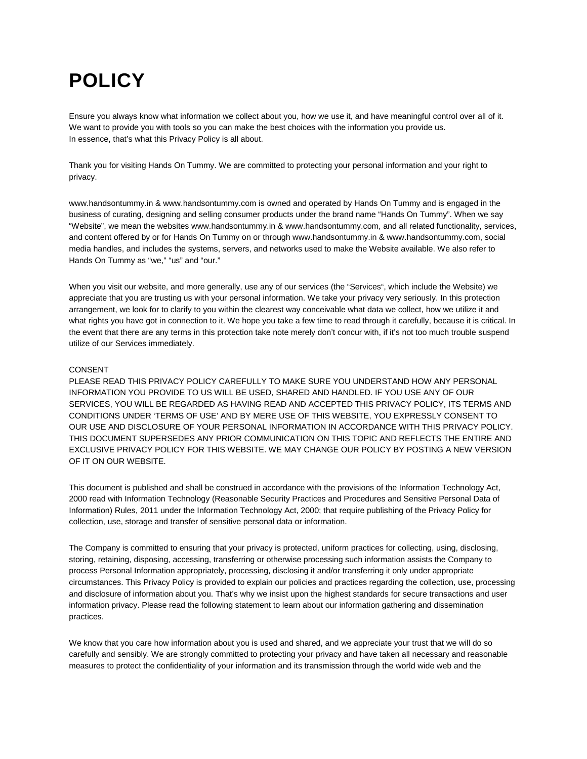# POLICY

Ensure you always know what information we collect about you, how we use it, and have meaningful control over all of it. We want to provide you with tools so you can make the best choices with the information you provide us.
In essence, that's what this Privacy Policy is all about.

Thank you for visiting Hands On Tummy. We are committed to protecting your personal information and your right to privacy.

www.handsontummy.in & www.handsontummy.com is owned and operated by Hands On Tummy and is engaged in the business of curating, designing and selling consumer products under the brand name "Hands On Tummy". When we say "Website", we mean the websites www.handsontummy.in & www.handsontummy.com, and all related functionality, services, and content offered by or for Hands On Tummy on or through www.handsontummy.in & www.handsontummy.com, social media handles, and includes the systems, servers, and networks used to make the Website available. We also refer to Hands On Tummy as "we," "us" and "our."

When you visit our website, and more generally, use any of our services (the "Services", which include the Website) we appreciate that you are trusting us with your personal information. We take your privacy very seriously. In this protection arrangement, we look for to clarify to you within the clearest way conceivable what data we collect, how we utilize it and what rights you have got in connection to it. We hope you take a few time to read through it carefully, because it is critical. In the event that there are any terms in this protection take note merely don't concur with, if it's not too much trouble suspend utilize of our Services immediately.

CONSENT
PLEASE READ THIS PRIVACY POLICY CAREFULLY TO MAKE SURE YOU UNDERSTAND HOW ANY PERSONAL INFORMATION YOU PROVIDE TO US WILL BE USED, SHARED AND HANDLED. IF YOU USE ANY OF OUR SERVICES, YOU WILL BE REGARDED AS HAVING READ AND ACCEPTED THIS PRIVACY POLICY, ITS TERMS AND CONDITIONS UNDER 'TERMS OF USE' AND BY MERE USE OF THIS WEBSITE, YOU EXPRESSLY CONSENT TO OUR USE AND DISCLOSURE OF YOUR PERSONAL INFORMATION IN ACCORDANCE WITH THIS PRIVACY POLICY. THIS DOCUMENT SUPERSEDES ANY PRIOR COMMUNICATION ON THIS TOPIC AND REFLECTS THE ENTIRE AND EXCLUSIVE PRIVACY POLICY FOR THIS WEBSITE. WE MAY CHANGE OUR POLICY BY POSTING A NEW VERSION OF IT ON OUR WEBSITE.

This document is published and shall be construed in accordance with the provisions of the Information Technology Act, 2000 read with Information Technology (Reasonable Security Practices and Procedures and Sensitive Personal Data of Information) Rules, 2011 under the Information Technology Act, 2000; that require publishing of the Privacy Policy for collection, use, storage and transfer of sensitive personal data or information.

The Company is committed to ensuring that your privacy is protected, uniform practices for collecting, using, disclosing, storing, retaining, disposing, accessing, transferring or otherwise processing such information assists the Company to process Personal Information appropriately, processing, disclosing it and/or transferring it only under appropriate circumstances. This Privacy Policy is provided to explain our policies and practices regarding the collection, use, processing and disclosure of information about you. That's why we insist upon the highest standards for secure transactions and user information privacy. Please read the following statement to learn about our information gathering and dissemination practices.

We know that you care how information about you is used and shared, and we appreciate your trust that we will do so carefully and sensibly. We are strongly committed to protecting your privacy and have taken all necessary and reasonable measures to protect the confidentiality of your information and its transmission through the world wide web and the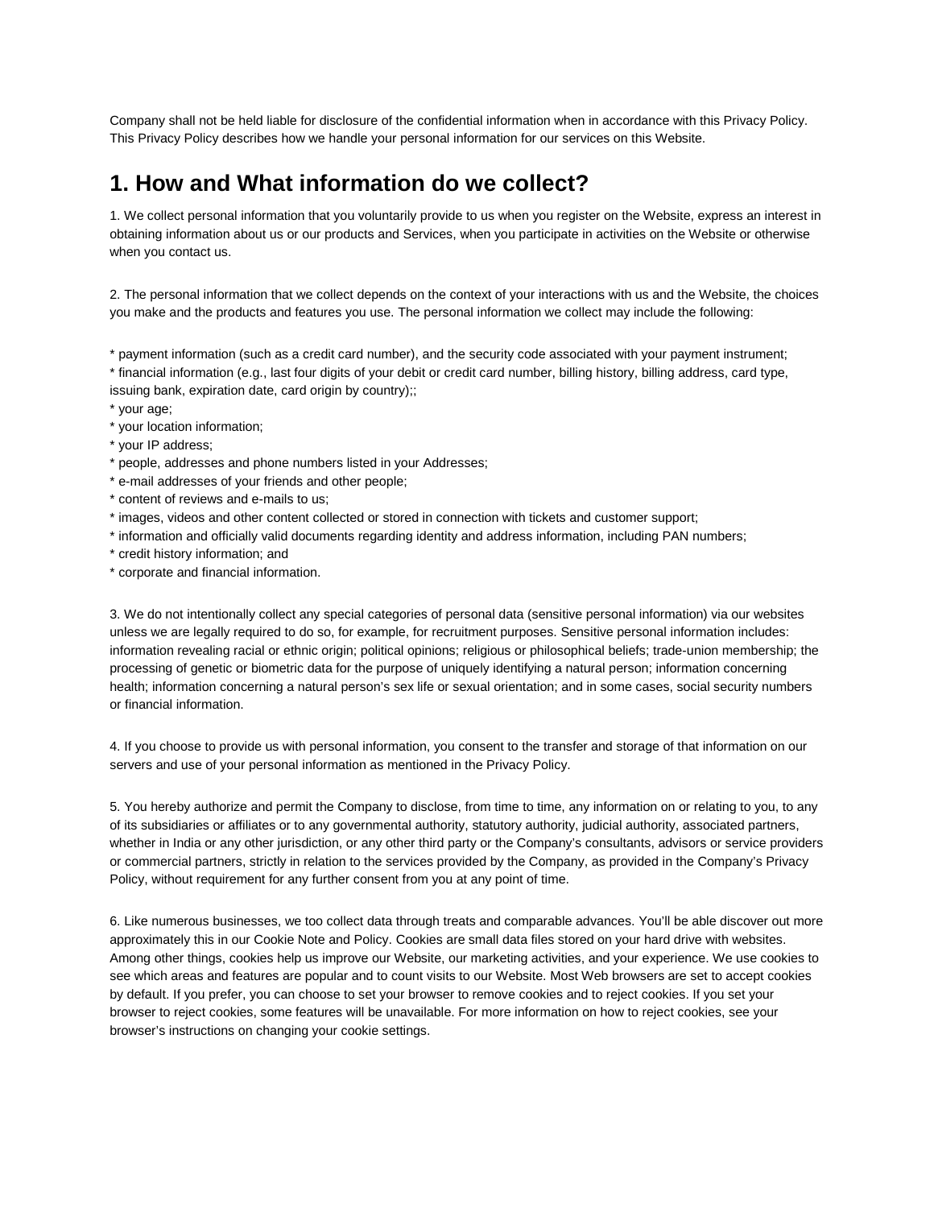Company shall not be held liable for disclosure of the confidential information when in accordance with this Privacy Policy. This Privacy Policy describes how we handle your personal information for our services on this Website.

## 1. How and What information do we collect?

1. We collect personal information that you voluntarily provide to us when you register on the Website, express an interest in obtaining information about us or our products and Services, when you participate in activities on the Website or otherwise when you contact us.

2. The personal information that we collect depends on the context of your interactions with us and the Website, the choices you make and the products and features you use. The personal information we collect may include the following:

* payment information (such as a credit card number), and the security code associated with your payment instrument;
* financial information (e.g., last four digits of your debit or credit card number, billing history, billing address, card type, issuing bank, expiration date, card origin by country);;
* your age;
* your location information;
* your IP address;
* people, addresses and phone numbers listed in your Addresses;
* e-mail addresses of your friends and other people;
* content of reviews and e-mails to us;
* images, videos and other content collected or stored in connection with tickets and customer support;
* information and officially valid documents regarding identity and address information, including PAN numbers;
* credit history information; and
* corporate and financial information.

3. We do not intentionally collect any special categories of personal data (sensitive personal information) via our websites unless we are legally required to do so, for example, for recruitment purposes. Sensitive personal information includes: information revealing racial or ethnic origin; political opinions; religious or philosophical beliefs; trade-union membership; the processing of genetic or biometric data for the purpose of uniquely identifying a natural person; information concerning health; information concerning a natural person's sex life or sexual orientation; and in some cases, social security numbers or financial information.

4. If you choose to provide us with personal information, you consent to the transfer and storage of that information on our servers and use of your personal information as mentioned in the Privacy Policy.

5. You hereby authorize and permit the Company to disclose, from time to time, any information on or relating to you, to any of its subsidiaries or affiliates or to any governmental authority, statutory authority, judicial authority, associated partners, whether in India or any other jurisdiction, or any other third party or the Company's consultants, advisors or service providers or commercial partners, strictly in relation to the services provided by the Company, as provided in the Company's Privacy Policy, without requirement for any further consent from you at any point of time.

6. Like numerous businesses, we too collect data through treats and comparable advances. You'll be able discover out more approximately this in our Cookie Note and Policy. Cookies are small data files stored on your hard drive with websites. Among other things, cookies help us improve our Website, our marketing activities, and your experience. We use cookies to see which areas and features are popular and to count visits to our Website. Most Web browsers are set to accept cookies by default. If you prefer, you can choose to set your browser to remove cookies and to reject cookies. If you set your browser to reject cookies, some features will be unavailable. For more information on how to reject cookies, see your browser's instructions on changing your cookie settings.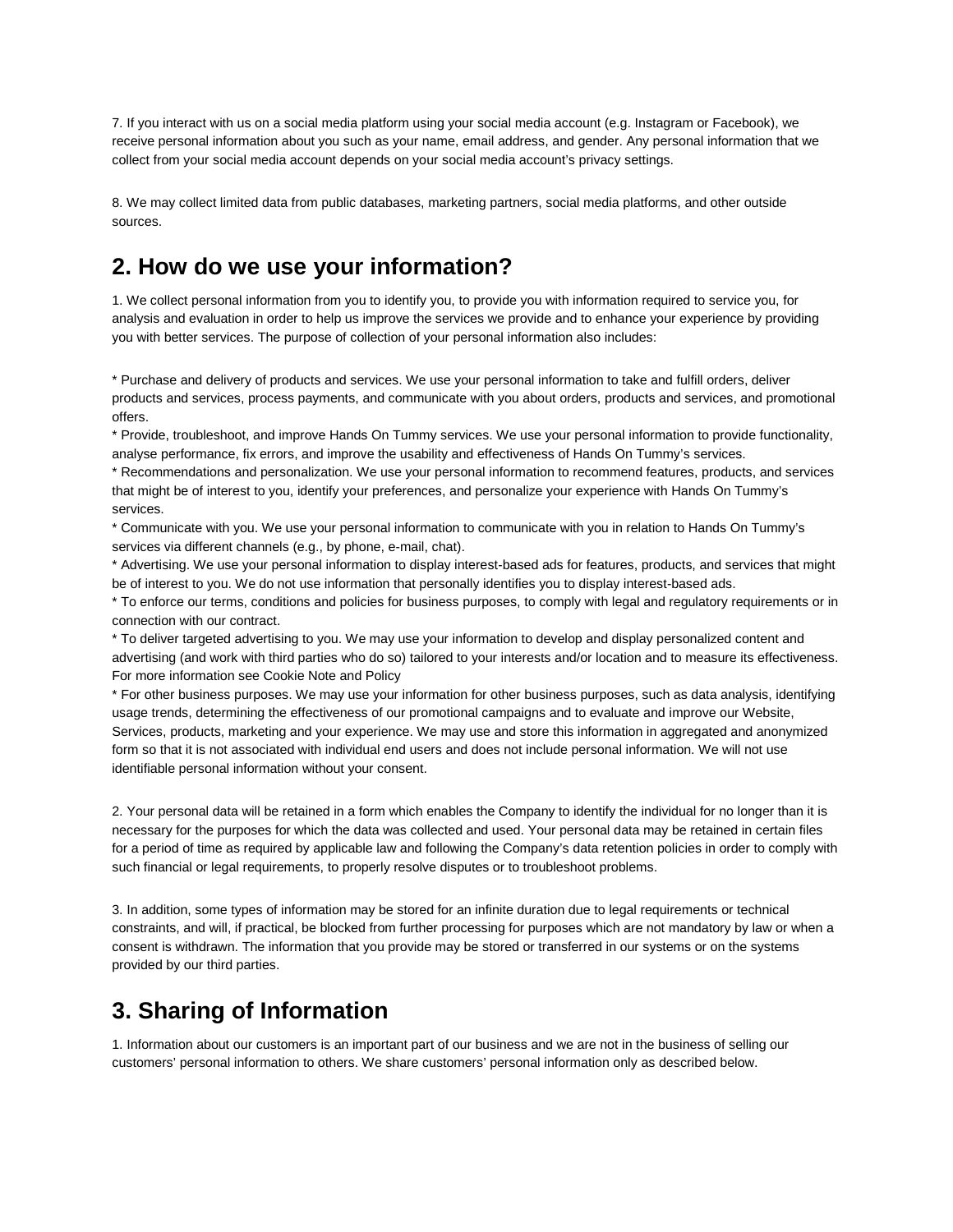7. If you interact with us on a social media platform using your social media account (e.g. Instagram or Facebook), we receive personal information about you such as your name, email address, and gender. Any personal information that we collect from your social media account depends on your social media account's privacy settings.

8. We may collect limited data from public databases, marketing partners, social media platforms, and other outside sources.

## 2. How do we use your information?

1. We collect personal information from you to identify you, to provide you with information required to service you, for analysis and evaluation in order to help us improve the services we provide and to enhance your experience by providing you with better services. The purpose of collection of your personal information also includes:

* Purchase and delivery of products and services. We use your personal information to take and fulfill orders, deliver products and services, process payments, and communicate with you about orders, products and services, and promotional offers.
* Provide, troubleshoot, and improve Hands On Tummy services. We use your personal information to provide functionality, analyse performance, fix errors, and improve the usability and effectiveness of Hands On Tummy's services.
* Recommendations and personalization. We use your personal information to recommend features, products, and services that might be of interest to you, identify your preferences, and personalize your experience with Hands On Tummy's services.
* Communicate with you. We use your personal information to communicate with you in relation to Hands On Tummy's services via different channels (e.g., by phone, e-mail, chat).
* Advertising. We use your personal information to display interest-based ads for features, products, and services that might be of interest to you. We do not use information that personally identifies you to display interest-based ads.
* To enforce our terms, conditions and policies for business purposes, to comply with legal and regulatory requirements or in connection with our contract.
* To deliver targeted advertising to you. We may use your information to develop and display personalized content and advertising (and work with third parties who do so) tailored to your interests and/or location and to measure its effectiveness. For more information see Cookie Note and Policy
* For other business purposes. We may use your information for other business purposes, such as data analysis, identifying usage trends, determining the effectiveness of our promotional campaigns and to evaluate and improve our Website, Services, products, marketing and your experience. We may use and store this information in aggregated and anonymized form so that it is not associated with individual end users and does not include personal information. We will not use identifiable personal information without your consent.

2. Your personal data will be retained in a form which enables the Company to identify the individual for no longer than it is necessary for the purposes for which the data was collected and used. Your personal data may be retained in certain files for a period of time as required by applicable law and following the Company's data retention policies in order to comply with such financial or legal requirements, to properly resolve disputes or to troubleshoot problems.

3. In addition, some types of information may be stored for an infinite duration due to legal requirements or technical constraints, and will, if practical, be blocked from further processing for purposes which are not mandatory by law or when a consent is withdrawn. The information that you provide may be stored or transferred in our systems or on the systems provided by our third parties.

## 3. Sharing of Information

1. Information about our customers is an important part of our business and we are not in the business of selling our customers' personal information to others. We share customers' personal information only as described below.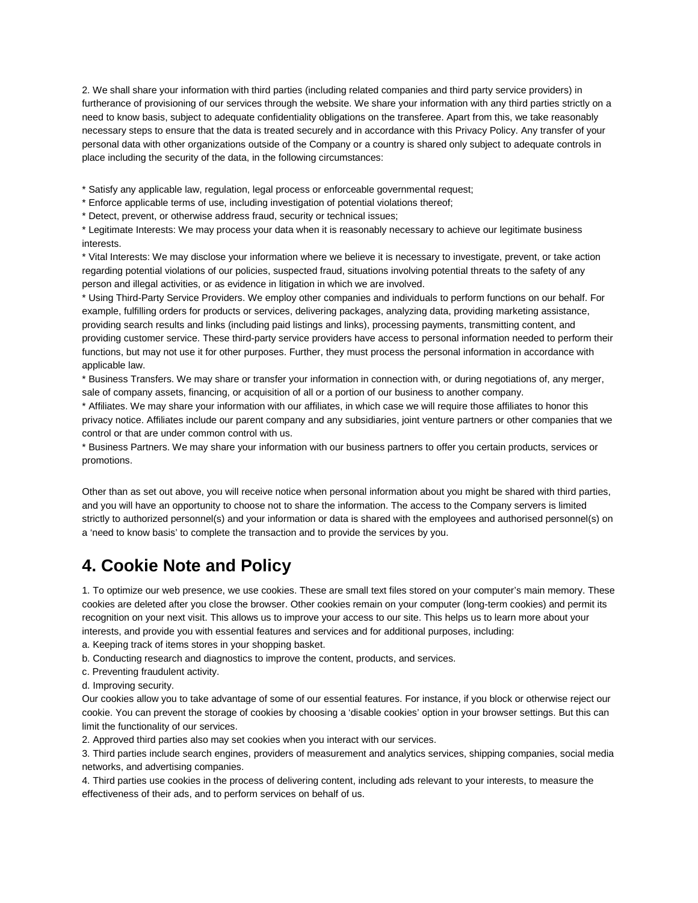2. We shall share your information with third parties (including related companies and third party service providers) in furtherance of provisioning of our services through the website. We share your information with any third parties strictly on a need to know basis, subject to adequate confidentiality obligations on the transferee. Apart from this, we take reasonably necessary steps to ensure that the data is treated securely and in accordance with this Privacy Policy. Any transfer of your personal data with other organizations outside of the Company or a country is shared only subject to adequate controls in place including the security of the data, in the following circumstances:

* Satisfy any applicable law, regulation, legal process or enforceable governmental request;
* Enforce applicable terms of use, including investigation of potential violations thereof;
* Detect, prevent, or otherwise address fraud, security or technical issues;
* Legitimate Interests: We may process your data when it is reasonably necessary to achieve our legitimate business interests.
* Vital Interests: We may disclose your information where we believe it is necessary to investigate, prevent, or take action regarding potential violations of our policies, suspected fraud, situations involving potential threats to the safety of any person and illegal activities, or as evidence in litigation in which we are involved.
* Using Third-Party Service Providers. We employ other companies and individuals to perform functions on our behalf. For example, fulfilling orders for products or services, delivering packages, analyzing data, providing marketing assistance, providing search results and links (including paid listings and links), processing payments, transmitting content, and providing customer service. These third-party service providers have access to personal information needed to perform their functions, but may not use it for other purposes. Further, they must process the personal information in accordance with applicable law.
* Business Transfers. We may share or transfer your information in connection with, or during negotiations of, any merger, sale of company assets, financing, or acquisition of all or a portion of our business to another company.
* Affiliates. We may share your information with our affiliates, in which case we will require those affiliates to honor this privacy notice. Affiliates include our parent company and any subsidiaries, joint venture partners or other companies that we control or that are under common control with us.
* Business Partners. We may share your information with our business partners to offer you certain products, services or promotions.

Other than as set out above, you will receive notice when personal information about you might be shared with third parties, and you will have an opportunity to choose not to share the information. The access to the Company servers is limited strictly to authorized personnel(s) and your information or data is shared with the employees and authorised personnel(s) on a 'need to know basis' to complete the transaction and to provide the services by you.

## 4. Cookie Note and Policy

1. To optimize our web presence, we use cookies. These are small text files stored on your computer's main memory. These cookies are deleted after you close the browser. Other cookies remain on your computer (long-term cookies) and permit its recognition on your next visit. This allows us to improve your access to our site. This helps us to learn more about your interests, and provide you with essential features and services and for additional purposes, including:
a. Keeping track of items stores in your shopping basket.
b. Conducting research and diagnostics to improve the content, products, and services.
c. Preventing fraudulent activity.
d. Improving security.
Our cookies allow you to take advantage of some of our essential features. For instance, if you block or otherwise reject our cookie. You can prevent the storage of cookies by choosing a 'disable cookies' option in your browser settings. But this can limit the functionality of our services.
2. Approved third parties also may set cookies when you interact with our services.
3. Third parties include search engines, providers of measurement and analytics services, shipping companies, social media networks, and advertising companies.
4. Third parties use cookies in the process of delivering content, including ads relevant to your interests, to measure the effectiveness of their ads, and to perform services on behalf of us.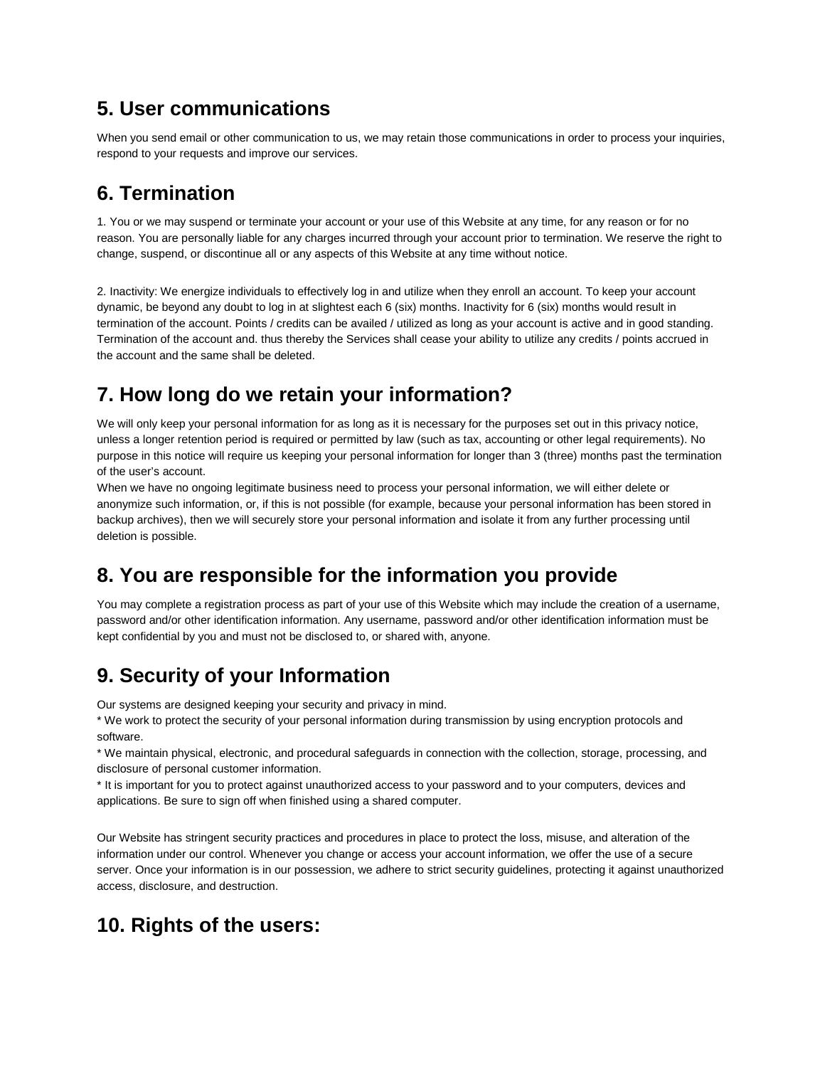## 5. User communications

When you send email or other communication to us, we may retain those communications in order to process your inquiries, respond to your requests and improve our services.

## 6. Termination

1. You or we may suspend or terminate your account or your use of this Website at any time, for any reason or for no reason. You are personally liable for any charges incurred through your account prior to termination. We reserve the right to change, suspend, or discontinue all or any aspects of this Website at any time without notice.

2. Inactivity: We energize individuals to effectively log in and utilize when they enroll an account. To keep your account dynamic, be beyond any doubt to log in at slightest each 6 (six) months. Inactivity for 6 (six) months would result in termination of the account. Points / credits can be availed / utilized as long as your account is active and in good standing. Termination of the account and. thus thereby the Services shall cease your ability to utilize any credits / points accrued in the account and the same shall be deleted.

## 7. How long do we retain your information?

We will only keep your personal information for as long as it is necessary for the purposes set out in this privacy notice, unless a longer retention period is required or permitted by law (such as tax, accounting or other legal requirements). No purpose in this notice will require us keeping your personal information for longer than 3 (three) months past the termination of the user's account.
When we have no ongoing legitimate business need to process your personal information, we will either delete or anonymize such information, or, if this is not possible (for example, because your personal information has been stored in backup archives), then we will securely store your personal information and isolate it from any further processing until deletion is possible.

## 8. You are responsible for the information you provide

You may complete a registration process as part of your use of this Website which may include the creation of a username, password and/or other identification information. Any username, password and/or other identification information must be kept confidential by you and must not be disclosed to, or shared with, anyone.

## 9. Security of your Information

Our systems are designed keeping your security and privacy in mind.
* We work to protect the security of your personal information during transmission by using encryption protocols and software.
* We maintain physical, electronic, and procedural safeguards in connection with the collection, storage, processing, and disclosure of personal customer information.
* It is important for you to protect against unauthorized access to your password and to your computers, devices and applications. Be sure to sign off when finished using a shared computer.

Our Website has stringent security practices and procedures in place to protect the loss, misuse, and alteration of the information under our control. Whenever you change or access your account information, we offer the use of a secure server. Once your information is in our possession, we adhere to strict security guidelines, protecting it against unauthorized access, disclosure, and destruction.

## 10. Rights of the users: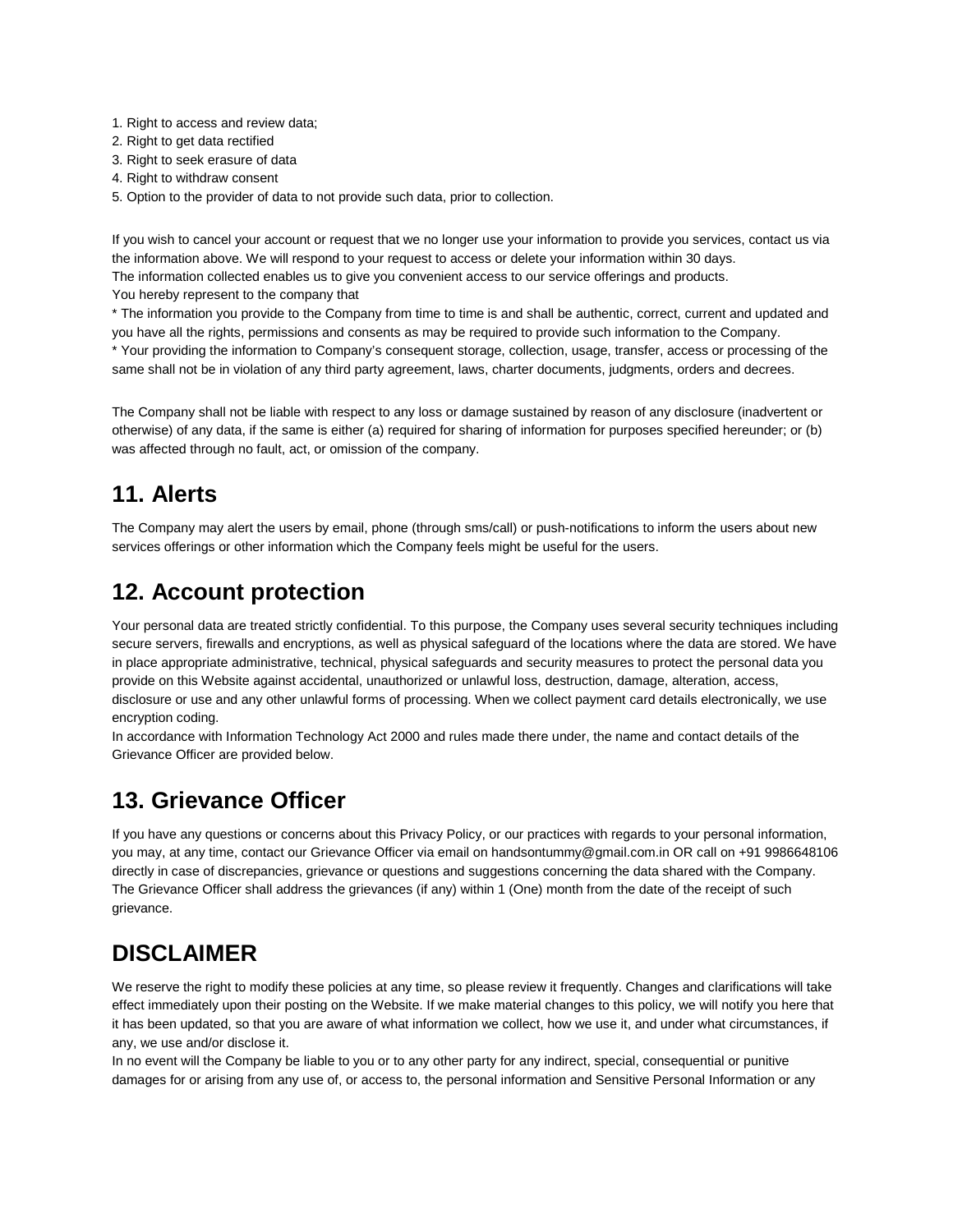1. Right to access and review data;
2. Right to get data rectified
3. Right to seek erasure of data
4. Right to withdraw consent
5. Option to the provider of data to not provide such data, prior to collection.

If you wish to cancel your account or request that we no longer use your information to provide you services, contact us via the information above. We will respond to your request to access or delete your information within 30 days.
The information collected enables us to give you convenient access to our service offerings and products.
You hereby represent to the company that

* The information you provide to the Company from time to time is and shall be authentic, correct, current and updated and you have all the rights, permissions and consents as may be required to provide such information to the Company.
* Your providing the information to Company's consequent storage, collection, usage, transfer, access or processing of the same shall not be in violation of any third party agreement, laws, charter documents, judgments, orders and decrees.

The Company shall not be liable with respect to any loss or damage sustained by reason of any disclosure (inadvertent or otherwise) of any data, if the same is either (a) required for sharing of information for purposes specified hereunder; or (b) was affected through no fault, act, or omission of the company.

## 11. Alerts

The Company may alert the users by email, phone (through sms/call) or push-notifications to inform the users about new services offerings or other information which the Company feels might be useful for the users.

## 12. Account protection

Your personal data are treated strictly confidential. To this purpose, the Company uses several security techniques including secure servers, firewalls and encryptions, as well as physical safeguard of the locations where the data are stored. We have in place appropriate administrative, technical, physical safeguards and security measures to protect the personal data you provide on this Website against accidental, unauthorized or unlawful loss, destruction, damage, alteration, access, disclosure or use and any other unlawful forms of processing. When we collect payment card details electronically, we use encryption coding.
In accordance with Information Technology Act 2000 and rules made there under, the name and contact details of the Grievance Officer are provided below.

## 13. Grievance Officer

If you have any questions or concerns about this Privacy Policy, or our practices with regards to your personal information, you may, at any time, contact our Grievance Officer via email on handsontummy@gmail.com.in OR call on +91 9986648106 directly in case of discrepancies, grievance or questions and suggestions concerning the data shared with the Company. The Grievance Officer shall address the grievances (if any) within 1 (One) month from the date of the receipt of such grievance.

## DISCLAIMER

We reserve the right to modify these policies at any time, so please review it frequently. Changes and clarifications will take effect immediately upon their posting on the Website. If we make material changes to this policy, we will notify you here that it has been updated, so that you are aware of what information we collect, how we use it, and under what circumstances, if any, we use and/or disclose it.
In no event will the Company be liable to you or to any other party for any indirect, special, consequential or punitive damages for or arising from any use of, or access to, the personal information and Sensitive Personal Information or any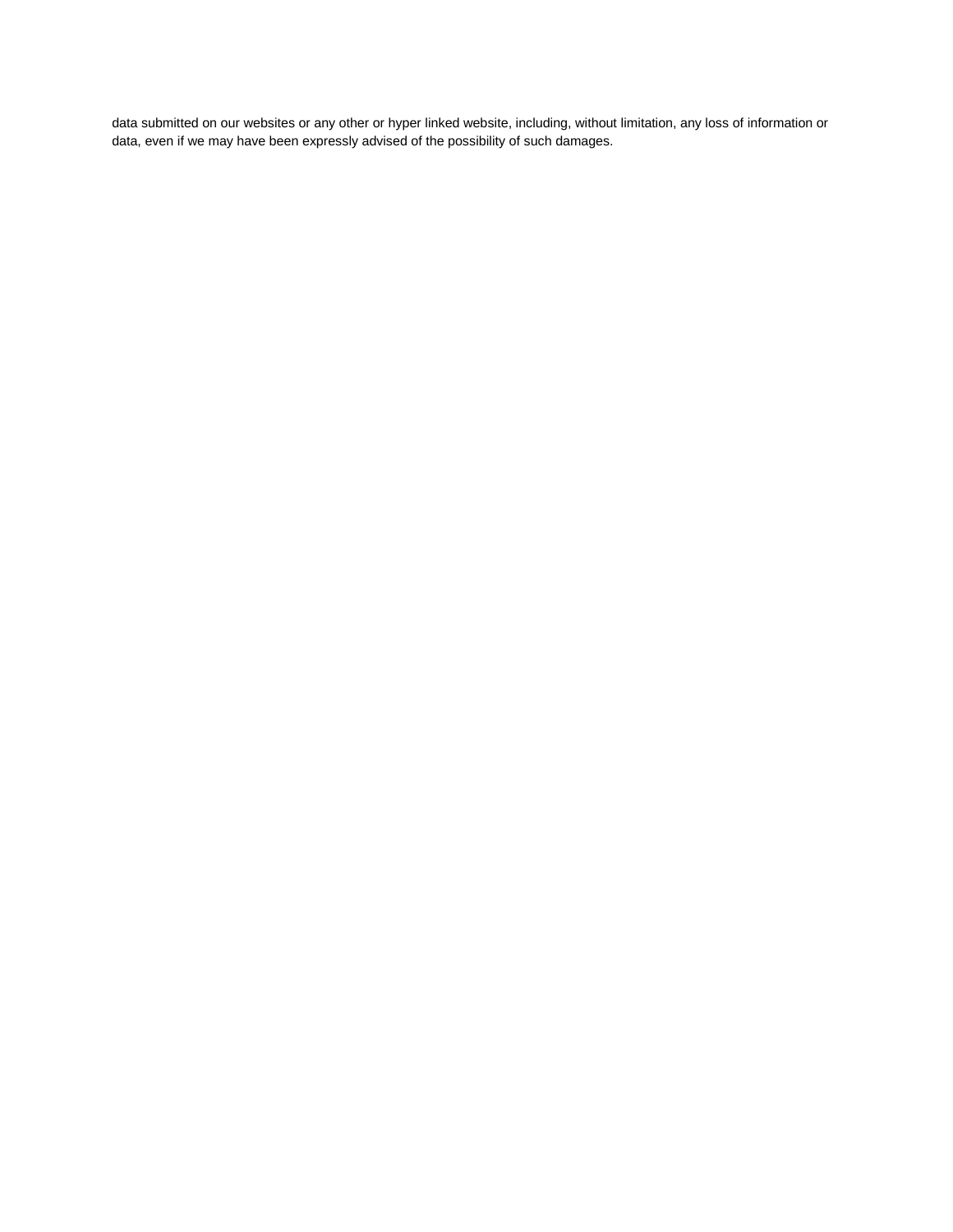data submitted on our websites or any other or hyper linked website, including, without limitation, any loss of information or data, even if we may have been expressly advised of the possibility of such damages.